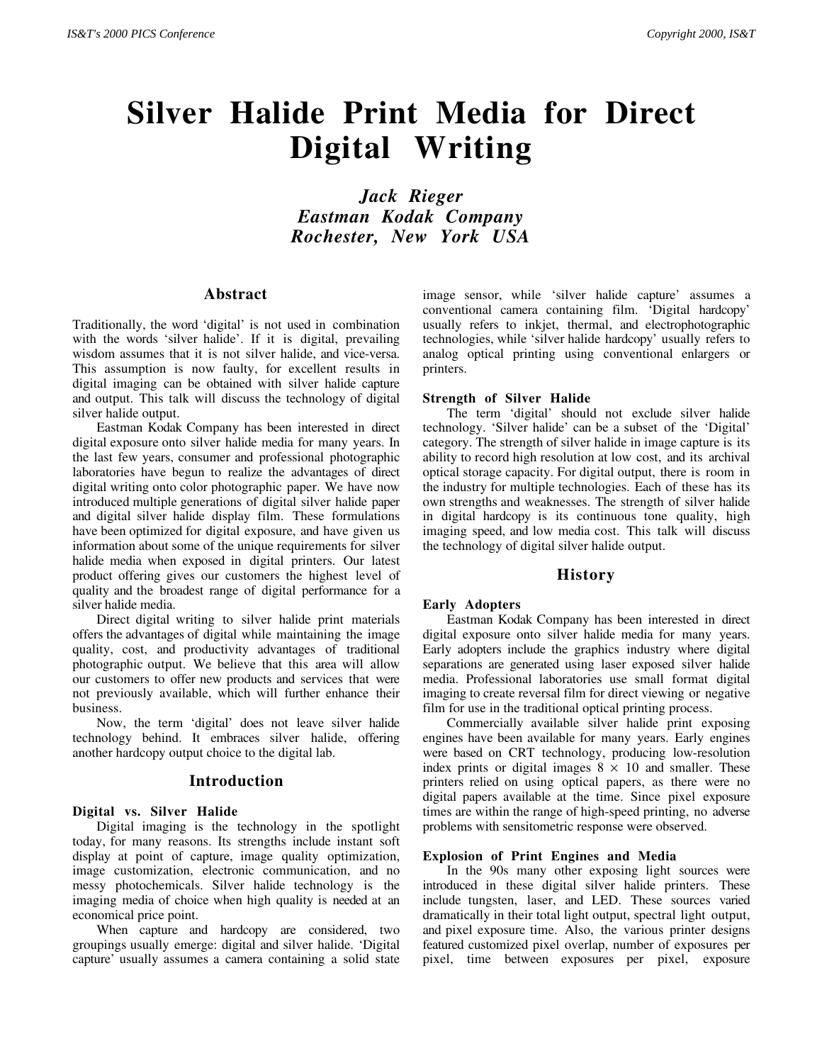# Silver Halide Print Media for Direct Digital Writing

***Jack Rieger***
***Eastman Kodak Company***
***Rochester, New York USA***

## Abstract

Traditionally, the word 'digital' is not used in combination with the words 'silver halide'. If it is digital, prevailing wisdom assumes that it is not silver halide, and vice-versa. This assumption is now faulty, for excellent results in digital imaging can be obtained with silver halide capture and output. This talk will discuss the technology of digital silver halide output.

Eastman Kodak Company has been interested in direct digital exposure onto silver halide media for many years. In the last few years, consumer and professional photographic laboratories have begun to realize the advantages of direct digital writing onto color photographic paper. We have now introduced multiple generations of digital silver halide paper and digital silver halide display film. These formulations have been optimized for digital exposure, and have given us information about some of the unique requirements for silver halide media when exposed in digital printers. Our latest product offering gives our customers the highest level of quality and the broadest range of digital performance for a silver halide media.

Direct digital writing to silver halide print materials offers the advantages of digital while maintaining the image quality, cost, and productivity advantages of traditional photographic output. We believe that this area will allow our customers to offer new products and services that were not previously available, which will further enhance their business.

Now, the term 'digital' does not leave silver halide technology behind. It embraces silver halide, offering another hardcopy output choice to the digital lab.

## Introduction

### Digital vs. Silver Halide

Digital imaging is the technology in the spotlight today, for many reasons. Its strengths include instant soft display at point of capture, image quality optimization, image customization, electronic communication, and no messy photochemicals. Silver halide technology is the imaging media of choice when high quality is needed at an economical price point.

When capture and hardcopy are considered, two groupings usually emerge: digital and silver halide. 'Digital capture' usually assumes a camera containing a solid state image sensor, while 'silver halide capture' assumes a conventional camera containing film. 'Digital hardcopy' usually refers to inkjet, thermal, and electrophotographic technologies, while 'silver halide hardcopy' usually refers to analog optical printing using conventional enlargers or printers.

### Strength of Silver Halide

The term 'digital' should not exclude silver halide technology. 'Silver halide' can be a subset of the 'Digital' category. The strength of silver halide in image capture is its ability to record high resolution at low cost, and its archival optical storage capacity. For digital output, there is room in the industry for multiple technologies. Each of these has its own strengths and weaknesses. The strength of silver halide in digital hardcopy is its continuous tone quality, high imaging speed, and low media cost. This talk will discuss the technology of digital silver halide output.

## History

### Early Adopters

Eastman Kodak Company has been interested in direct digital exposure onto silver halide media for many years. Early adopters include the graphics industry where digital separations are generated using laser exposed silver halide media. Professional laboratories use small format digital imaging to create reversal film for direct viewing or negative film for use in the traditional optical printing process.

Commercially available silver halide print exposing engines have been available for many years. Early engines were based on CRT technology, producing low-resolution index prints or digital images $8 \times 10$ and smaller. These printers relied on using optical papers, as there were no digital papers available at the time. Since pixel exposure times are within the range of high-speed printing, no adverse problems with sensitometric response were observed.

### Explosion of Print Engines and Media

In the 90s many other exposing light sources were introduced in these digital silver halide printers. These include tungsten, laser, and LED. These sources varied dramatically in their total light output, spectral light output, and pixel exposure time. Also, the various printer designs featured customized pixel overlap, number of exposures per pixel, time between exposures per pixel, exposure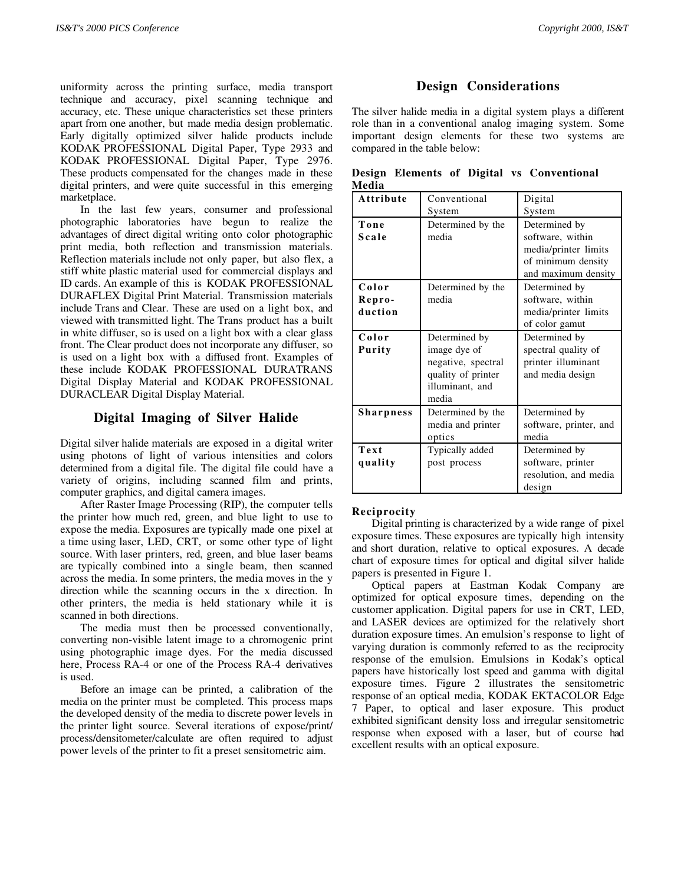uniformity across the printing surface, media transport technique and accuracy, pixel scanning technique and accuracy, etc. These unique characteristics set these printers apart from one another, but made media design problematic. Early digitally optimized silver halide products include KODAK PROFESSIONAL Digital Paper, Type 2933 and KODAK PROFESSIONAL Digital Paper, Type 2976. These products compensated for the changes made in these digital printers, and were quite successful in this emerging marketplace.

In the last few years, consumer and professional photographic laboratories have begun to realize the advantages of direct digital writing onto color photographic print media, both reflection and transmission materials. Reflection materials include not only paper, but also flex, a stiff white plastic material used for commercial displays and ID cards. An example of this is KODAK PROFESSIONAL DURAFLEX Digital Print Material. Transmission materials include Trans and Clear. These are used on a light box, and viewed with transmitted light. The Trans product has a built in white diffuser, so is used on a light box with a clear glass front. The Clear product does not incorporate any diffuser, so is used on a light box with a diffused front. Examples of these include KODAK PROFESSIONAL DURATRANS Digital Display Material and KODAK PROFESSIONAL DURACLEAR Digital Display Material.

## Digital Imaging of Silver Halide

Digital silver halide materials are exposed in a digital writer using photons of light of various intensities and colors determined from a digital file. The digital file could have a variety of origins, including scanned film and prints, computer graphics, and digital camera images.

After Raster Image Processing (RIP), the computer tells the printer how much red, green, and blue light to use to expose the media. Exposures are typically made one pixel at a time using laser, LED, CRT, or some other type of light source. With laser printers, red, green, and blue laser beams are typically combined into a single beam, then scanned across the media. In some printers, the media moves in the y direction while the scanning occurs in the x direction. In other printers, the media is held stationary while it is scanned in both directions.

The media must then be processed conventionally, converting non-visible latent image to a chromogenic print using photographic image dyes. For the media discussed here, Process RA-4 or one of the Process RA-4 derivatives is used.

Before an image can be printed, a calibration of the media on the printer must be completed. This process maps the developed density of the media to discrete power levels in the printer light source. Several iterations of expose/print/process/densitometer/calculate are often required to adjust power levels of the printer to fit a preset sensitometric aim.

## Design Considerations

The silver halide media in a digital system plays a different role than in a conventional analog imaging system. Some important design elements for these two systems are compared in the table below:

**Design Elements of Digital vs Conventional Media**

| Attribute | Conventional System | Digital System |
|---|---|---|
| **Tone Scale** | Determined by the media | Determined by software, within media/printer limits of minimum density and maximum density |
| **Color Repro-duction** | Determined by the media | Determined by software, within media/printer limits of color gamut |
| **Color Purity** | Determined by image dye of negative, spectral quality of printer illuminant, and media | Determined by spectral quality of printer illuminant and media design |
| **Sharpness** | Determined by the media and printer optics | Determined by software, printer, and media |
| **Text quality** | Typically added post process | Determined by software, printer resolution, and media design |

### Reciprocity

Digital printing is characterized by a wide range of pixel exposure times. These exposures are typically high intensity and short duration, relative to optical exposures. A decade chart of exposure times for optical and digital silver halide papers is presented in Figure 1.

Optical papers at Eastman Kodak Company are optimized for optical exposure times, depending on the customer application. Digital papers for use in CRT, LED, and LASER devices are optimized for the relatively short duration exposure times. An emulsion's response to light of varying duration is commonly referred to as the reciprocity response of the emulsion. Emulsions in Kodak's optical papers have historically lost speed and gamma with digital exposure times. Figure 2 illustrates the sensitometric response of an optical media, KODAK EKTACOLOR Edge 7 Paper, to optical and laser exposure. This product exhibited significant density loss and irregular sensitometric response when exposed with a laser, but of course had excellent results with an optical exposure.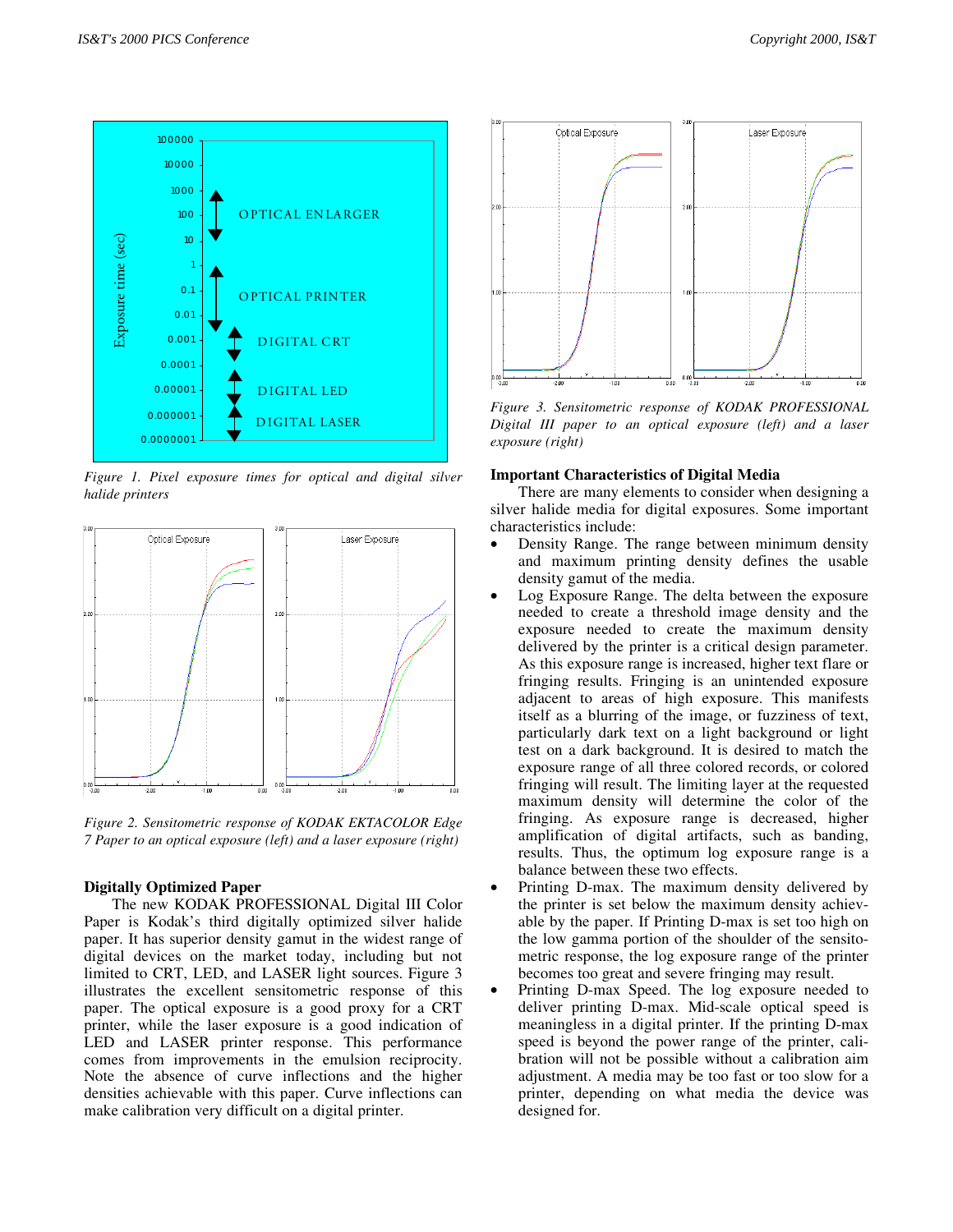Figure 1. Pixel exposure times for optical and digital silver halide printers

Figure 2. Sensitometric response of KODAK EKTACOLOR Edge 7 Paper to an optical exposure (left) and a laser exposure (right)

## Digitally Optimized Paper

The new KODAK PROFESSIONAL Digital III Color Paper is Kodak's third digitally optimized silver halide paper. It has superior density gamut in the widest range of digital devices on the market today, including but not limited to CRT, LED, and LASER light sources. Figure 3 illustrates the excellent sensitometric response of this paper. The optical exposure is a good proxy for a CRT printer, while the laser exposure is a good indication of LED and LASER printer response. This performance comes from improvements in the emulsion reciprocity. Note the absence of curve inflections and the higher densities achievable with this paper. Curve inflections can make calibration very difficult on a digital printer.

Figure 3. Sensitometric response of KODAK PROFESSIONAL Digital III paper to an optical exposure (left) and a laser exposure (right)

## Important Characteristics of Digital Media

There are many elements to consider when designing a silver halide media for digital exposures. Some important characteristics include:

- Density Range. The range between minimum density and maximum printing density defines the usable density gamut of the media.
- Log Exposure Range. The delta between the exposure needed to create a threshold image density and the exposure needed to create the maximum density delivered by the printer is a critical design parameter. As this exposure range is increased, higher text flare or fringing results. Fringing is an unintended exposure adjacent to areas of high exposure. This manifests itself as a blurring of the image, or fuzziness of text, particularly dark text on a light background or light test on a dark background. It is desired to match the exposure range of all three colored records, or colored fringing will result. The limiting layer at the requested maximum density will determine the color of the fringing. As exposure range is decreased, higher amplification of digital artifacts, such as banding, results. Thus, the optimum log exposure range is a balance between these two effects.
- Printing D-max. The maximum density delivered by the printer is set below the maximum density achievable by the paper. If Printing D-max is set too high on the low gamma portion of the shoulder of the sensitometric response, the log exposure range of the printer becomes too great and severe fringing may result.
- Printing D-max Speed. The log exposure needed to deliver printing D-max. Mid-scale optical speed is meaningless in a digital printer. If the printing D-max speed is beyond the power range of the printer, calibration will not be possible without a calibration aim adjustment. A media may be too fast or too slow for a printer, depending on what media the device was designed for.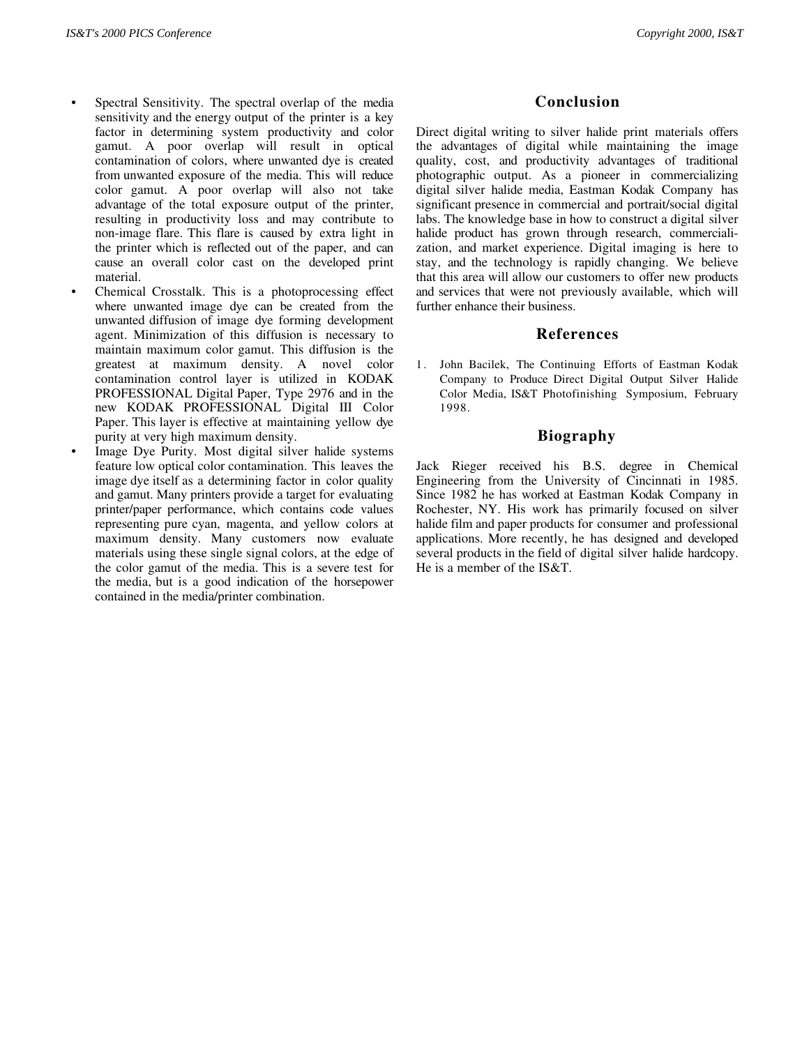- Spectral Sensitivity. The spectral overlap of the media sensitivity and the energy output of the printer is a key factor in determining system productivity and color gamut. A poor overlap will result in optical contamination of colors, where unwanted dye is created from unwanted exposure of the media. This will reduce color gamut. A poor overlap will also not take advantage of the total exposure output of the printer, resulting in productivity loss and may contribute to non-image flare. This flare is caused by extra light in the printer which is reflected out of the paper, and can cause an overall color cast on the developed print material.
- Chemical Crosstalk. This is a photoprocessing effect where unwanted image dye can be created from the unwanted diffusion of image dye forming development agent. Minimization of this diffusion is necessary to maintain maximum color gamut. This diffusion is the greatest at maximum density. A novel color contamination control layer is utilized in KODAK PROFESSIONAL Digital Paper, Type 2976 and in the new KODAK PROFESSIONAL Digital III Color Paper. This layer is effective at maintaining yellow dye purity at very high maximum density.
- Image Dye Purity. Most digital silver halide systems feature low optical color contamination. This leaves the image dye itself as a determining factor in color quality and gamut. Many printers provide a target for evaluating printer/paper performance, which contains code values representing pure cyan, magenta, and yellow colors at maximum density. Many customers now evaluate materials using these single signal colors, at the edge of the color gamut of the media. This is a severe test for the media, but is a good indication of the horsepower contained in the media/printer combination.

## Conclusion

Direct digital writing to silver halide print materials offers the advantages of digital while maintaining the image quality, cost, and productivity advantages of traditional photographic output. As a pioneer in commercializing digital silver halide media, Eastman Kodak Company has significant presence in commercial and portrait/social digital labs. The knowledge base in how to construct a digital silver halide product has grown through research, commercialization, and market experience. Digital imaging is here to stay, and the technology is rapidly changing. We believe that this area will allow our customers to offer new products and services that were not previously available, which will further enhance their business.

## References

1. John Bacilek, The Continuing Efforts of Eastman Kodak Company to Produce Direct Digital Output Silver Halide Color Media, IS&T Photofinishing Symposium, February 1998.

## Biography

Jack Rieger received his B.S. degree in Chemical Engineering from the University of Cincinnati in 1985. Since 1982 he has worked at Eastman Kodak Company in Rochester, NY. His work has primarily focused on silver halide film and paper products for consumer and professional applications. More recently, he has designed and developed several products in the field of digital silver halide hardcopy. He is a member of the IS&T.